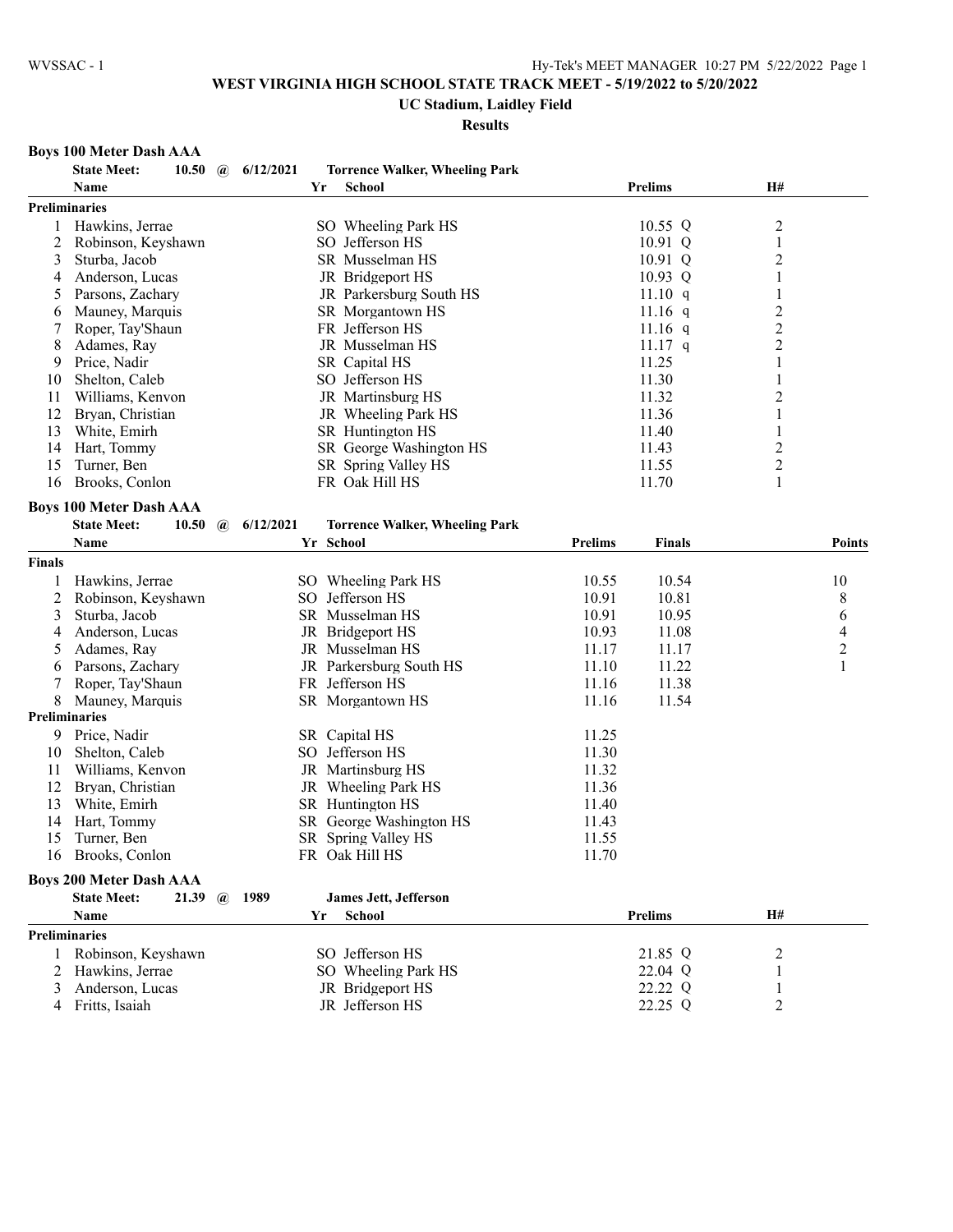# WEST VIRGINIA HIGH SCHOOL STATE TRACK MEET - 5/19/2022 to 5/20/2022

## UC Stadium, Laidley Field

### Results

**Boys 100 Meter Dash AAA**

State Meet: 10.50 @ 6/12/2021 Torrence Walker, Wheeling Park

| | Name | Yr | School | Prelims | H# |
|---|---|---|---|---|---|
| **Preliminaries** | | | | | |
| 1 | Hawkins, Jerrae | SO | Wheeling Park HS | 10.55 Q | 2 |
| 2 | Robinson, Keyshawn | SO | Jefferson HS | 10.91 Q | 1 |
| 3 | Sturba, Jacob | SR | Musselman HS | 10.91 Q | 2 |
| 4 | Anderson, Lucas | JR | Bridgeport HS | 10.93 Q | 1 |
| 5 | Parsons, Zachary | JR | Parkersburg South HS | 11.10 q | 1 |
| 6 | Mauney, Marquis | SR | Morgantown HS | 11.16 q | 2 |
| 7 | Roper, Tay'Shaun | FR | Jefferson HS | 11.16 q | 2 |
| 8 | Adames, Ray | JR | Musselman HS | 11.17 q | 2 |
| 9 | Price, Nadir | SR | Capital HS | 11.25 | 1 |
| 10 | Shelton, Caleb | SO | Jefferson HS | 11.30 | 1 |
| 11 | Williams, Kenvon | JR | Martinsburg HS | 11.32 | 2 |
| 12 | Bryan, Christian | JR | Wheeling Park HS | 11.36 | 1 |
| 13 | White, Emirh | SR | Huntington HS | 11.40 | 1 |
| 14 | Hart, Tommy | SR | George Washington HS | 11.43 | 2 |
| 15 | Turner, Ben | SR | Spring Valley HS | 11.55 | 2 |
| 16 | Brooks, Conlon | FR | Oak Hill HS | 11.70 | 1 |

**Boys 100 Meter Dash AAA**

State Meet: 10.50 @ 6/12/2021 Torrence Walker, Wheeling Park

| | Name | Yr | School | Prelims | Finals | Points |
|---|---|---|---|---|---|---|
| **Finals** | | | | | | |
| 1 | Hawkins, Jerrae | SO | Wheeling Park HS | 10.55 | 10.54 | 10 |
| 2 | Robinson, Keyshawn | SO | Jefferson HS | 10.91 | 10.81 | 8 |
| 3 | Sturba, Jacob | SR | Musselman HS | 10.91 | 10.95 | 6 |
| 4 | Anderson, Lucas | JR | Bridgeport HS | 10.93 | 11.08 | 4 |
| 5 | Adames, Ray | JR | Musselman HS | 11.17 | 11.17 | 2 |
| 6 | Parsons, Zachary | JR | Parkersburg South HS | 11.10 | 11.22 | 1 |
| 7 | Roper, Tay'Shaun | FR | Jefferson HS | 11.16 | 11.38 | |
| 8 | Mauney, Marquis | SR | Morgantown HS | 11.16 | 11.54 | |
| **Preliminaries** | | | | | | |
| 9 | Price, Nadir | SR | Capital HS | 11.25 | | |
| 10 | Shelton, Caleb | SO | Jefferson HS | 11.30 | | |
| 11 | Williams, Kenvon | JR | Martinsburg HS | 11.32 | | |
| 12 | Bryan, Christian | JR | Wheeling Park HS | 11.36 | | |
| 13 | White, Emirh | SR | Huntington HS | 11.40 | | |
| 14 | Hart, Tommy | SR | George Washington HS | 11.43 | | |
| 15 | Turner, Ben | SR | Spring Valley HS | 11.55 | | |
| 16 | Brooks, Conlon | FR | Oak Hill HS | 11.70 | | |

**Boys 200 Meter Dash AAA**

State Meet: 21.39 @ 1989 James Jett, Jefferson

| | Name | Yr | School | Prelims | H# |
|---|---|---|---|---|---|
| **Preliminaries** | | | | | |
| 1 | Robinson, Keyshawn | SO | Jefferson HS | 21.85 Q | 2 |
| 2 | Hawkins, Jerrae | SO | Wheeling Park HS | 22.04 Q | 1 |
| 3 | Anderson, Lucas | JR | Bridgeport HS | 22.22 Q | 1 |
| 4 | Fritts, Isaiah | JR | Jefferson HS | 22.25 Q | 2 |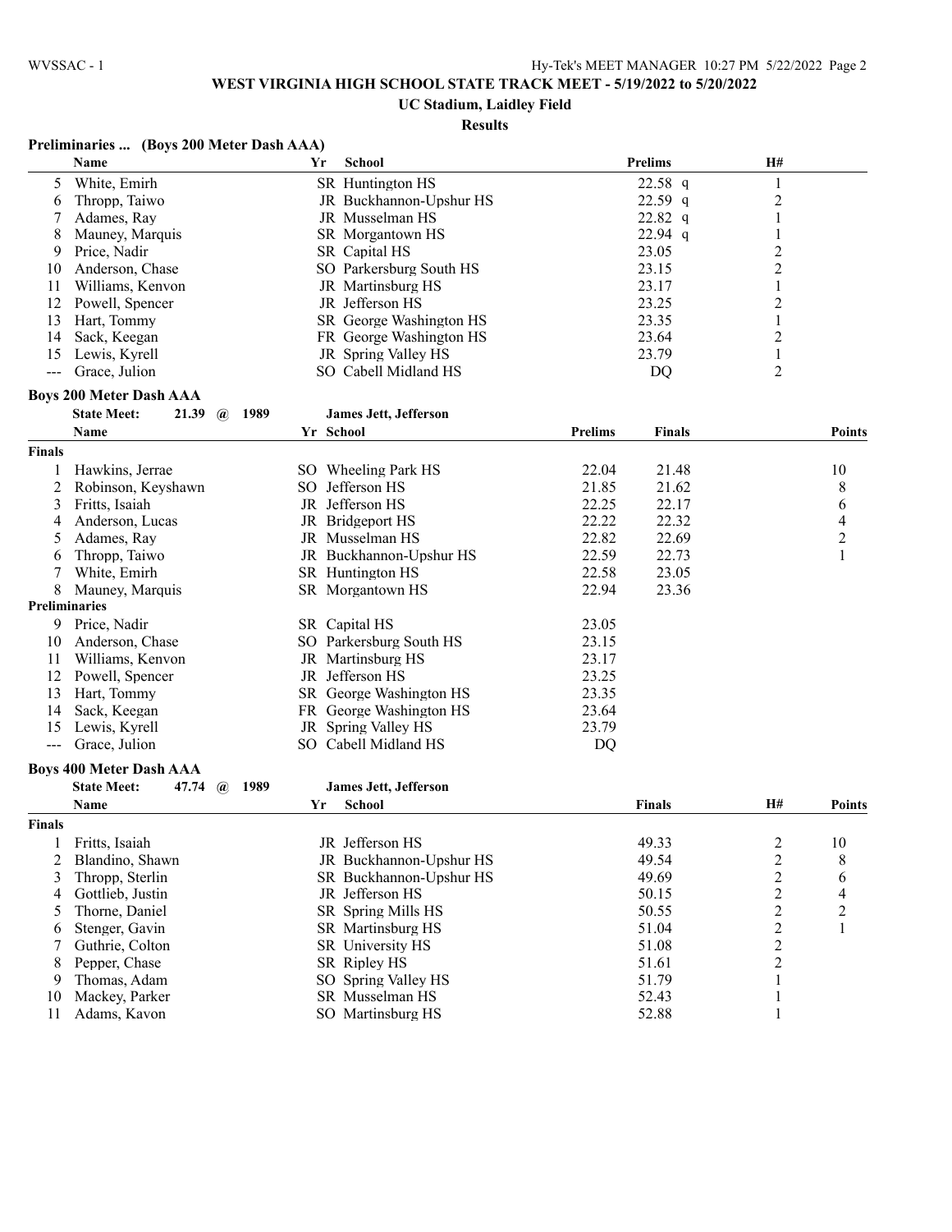## WEST VIRGINIA HIGH SCHOOL STATE TRACK MEET - 5/19/2022 to 5/20/2022

### UC Stadium, Laidley Field

### Results

**Preliminaries ... (Boys 200 Meter Dash AAA)**

| | Name | Yr | School | Prelims | H# |
|---|---|---|---|---|---|
| 5 | White, Emirh | SR | Huntington HS | 22.58 q | 1 |
| 6 | Thropp, Taiwo | JR | Buckhannon-Upshur HS | 22.59 q | 2 |
| 7 | Adames, Ray | JR | Musselman HS | 22.82 q | 1 |
| 8 | Mauney, Marquis | SR | Morgantown HS | 22.94 q | 1 |
| 9 | Price, Nadir | SR | Capital HS | 23.05 | 2 |
| 10 | Anderson, Chase | SO | Parkersburg South HS | 23.15 | 2 |
| 11 | Williams, Kenvon | JR | Martinsburg HS | 23.17 | 1 |
| 12 | Powell, Spencer | JR | Jefferson HS | 23.25 | 2 |
| 13 | Hart, Tommy | SR | George Washington HS | 23.35 | 1 |
| 14 | Sack, Keegan | FR | George Washington HS | 23.64 | 2 |
| 15 | Lewis, Kyrell | JR | Spring Valley HS | 23.79 | 1 |
| --- | Grace, Julion | SO | Cabell Midland HS | DQ | 2 |

**Boys 200 Meter Dash AAA**

State Meet: 21.39 @ 1989 James Jett, Jefferson

| | Name | Yr | School | Prelims | Finals | Points |
|---|---|---|---|---|---|---|
| **Finals** | | | | | | |
| 1 | Hawkins, Jerrae | SO | Wheeling Park HS | 22.04 | 21.48 | 10 |
| 2 | Robinson, Keyshawn | SO | Jefferson HS | 21.85 | 21.62 | 8 |
| 3 | Fritts, Isaiah | JR | Jefferson HS | 22.25 | 22.17 | 6 |
| 4 | Anderson, Lucas | JR | Bridgeport HS | 22.22 | 22.32 | 4 |
| 5 | Adames, Ray | JR | Musselman HS | 22.82 | 22.69 | 2 |
| 6 | Thropp, Taiwo | JR | Buckhannon-Upshur HS | 22.59 | 22.73 | 1 |
| 7 | White, Emirh | SR | Huntington HS | 22.58 | 23.05 | |
| 8 | Mauney, Marquis | SR | Morgantown HS | 22.94 | 23.36 | |
| **Preliminaries** | | | | | | |
| 9 | Price, Nadir | SR | Capital HS | 23.05 | | |
| 10 | Anderson, Chase | SO | Parkersburg South HS | 23.15 | | |
| 11 | Williams, Kenvon | JR | Martinsburg HS | 23.17 | | |
| 12 | Powell, Spencer | JR | Jefferson HS | 23.25 | | |
| 13 | Hart, Tommy | SR | George Washington HS | 23.35 | | |
| 14 | Sack, Keegan | FR | George Washington HS | 23.64 | | |
| 15 | Lewis, Kyrell | JR | Spring Valley HS | 23.79 | | |
| --- | Grace, Julion | SO | Cabell Midland HS | DQ | | |

**Boys 400 Meter Dash AAA**

State Meet: 47.74 @ 1989 James Jett, Jefferson

| | Name | Yr | School | Finals | H# | Points |
|---|---|---|---|---|---|---|
| **Finals** | | | | | | |
| 1 | Fritts, Isaiah | JR | Jefferson HS | 49.33 | 2 | 10 |
| 2 | Blandino, Shawn | JR | Buckhannon-Upshur HS | 49.54 | 2 | 8 |
| 3 | Thropp, Sterlin | SR | Buckhannon-Upshur HS | 49.69 | 2 | 6 |
| 4 | Gottlieb, Justin | JR | Jefferson HS | 50.15 | 2 | 4 |
| 5 | Thorne, Daniel | SR | Spring Mills HS | 50.55 | 2 | 2 |
| 6 | Stenger, Gavin | SR | Martinsburg HS | 51.04 | 2 | 1 |
| 7 | Guthrie, Colton | SR | University HS | 51.08 | 2 | |
| 8 | Pepper, Chase | SR | Ripley HS | 51.61 | 2 | |
| 9 | Thomas, Adam | SO | Spring Valley HS | 51.79 | 1 | |
| 10 | Mackey, Parker | SR | Musselman HS | 52.43 | 1 | |
| 11 | Adams, Kavon | SO | Martinsburg HS | 52.88 | 1 | |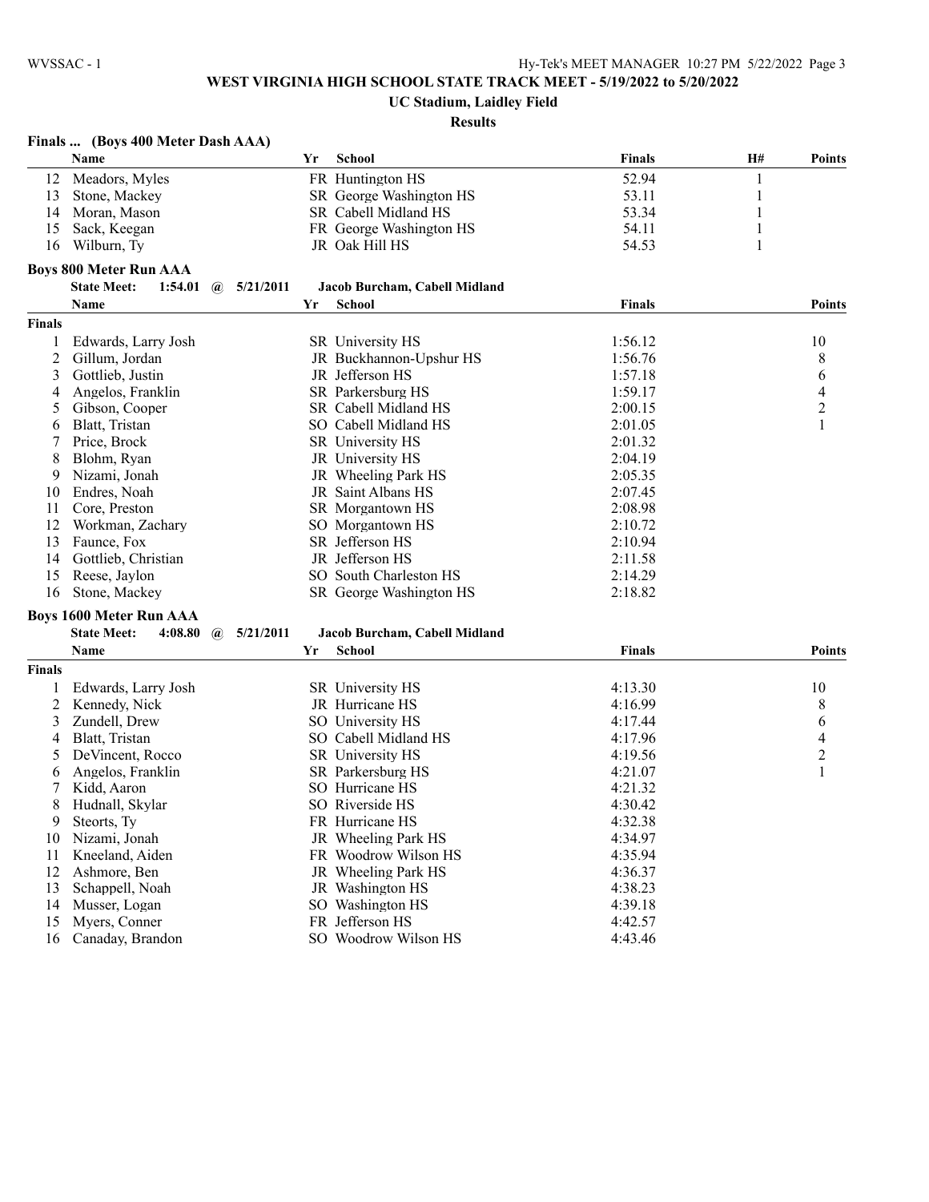# WEST VIRGINIA HIGH SCHOOL STATE TRACK MEET - 5/19/2022 to 5/20/2022

## UC Stadium, Laidley Field

### Results

**Finals ... (Boys 400 Meter Dash AAA)**

| | Name | Yr | School | Finals | H# | Points |
|---|---|---|---|---|---|---|
| 12 | Meadors, Myles | FR | Huntington HS | 52.94 | 1 | |
| 13 | Stone, Mackey | SR | George Washington HS | 53.11 | 1 | |
| 14 | Moran, Mason | SR | Cabell Midland HS | 53.34 | 1 | |
| 15 | Sack, Keegan | FR | George Washington HS | 54.11 | 1 | |
| 16 | Wilburn, Ty | JR | Oak Hill HS | 54.53 | 1 | |

**Boys 800 Meter Run AAA**

State Meet: 1:54.01 @ 5/21/2011 Jacob Burcham, Cabell Midland

| | Name | Yr | School | Finals | Points |
|---|---|---|---|---|---|
| **Finals** | | | | | |
| 1 | Edwards, Larry Josh | SR | University HS | 1:56.12 | 10 |
| 2 | Gillum, Jordan | JR | Buckhannon-Upshur HS | 1:56.76 | 8 |
| 3 | Gottlieb, Justin | JR | Jefferson HS | 1:57.18 | 6 |
| 4 | Angelos, Franklin | SR | Parkersburg HS | 1:59.17 | 4 |
| 5 | Gibson, Cooper | SR | Cabell Midland HS | 2:00.15 | 2 |
| 6 | Blatt, Tristan | SO | Cabell Midland HS | 2:01.05 | 1 |
| 7 | Price, Brock | SR | University HS | 2:01.32 | |
| 8 | Blohm, Ryan | JR | University HS | 2:04.19 | |
| 9 | Nizami, Jonah | JR | Wheeling Park HS | 2:05.35 | |
| 10 | Endres, Noah | JR | Saint Albans HS | 2:07.45 | |
| 11 | Core, Preston | SR | Morgantown HS | 2:08.98 | |
| 12 | Workman, Zachary | SO | Morgantown HS | 2:10.72 | |
| 13 | Faunce, Fox | SR | Jefferson HS | 2:10.94 | |
| 14 | Gottlieb, Christian | JR | Jefferson HS | 2:11.58 | |
| 15 | Reese, Jaylon | SO | South Charleston HS | 2:14.29 | |
| 16 | Stone, Mackey | SR | George Washington HS | 2:18.82 | |

**Boys 1600 Meter Run AAA**

State Meet: 4:08.80 @ 5/21/2011 Jacob Burcham, Cabell Midland

| | Name | Yr | School | Finals | Points |
|---|---|---|---|---|---|
| **Finals** | | | | | |
| 1 | Edwards, Larry Josh | SR | University HS | 4:13.30 | 10 |
| 2 | Kennedy, Nick | JR | Hurricane HS | 4:16.99 | 8 |
| 3 | Zundell, Drew | SO | University HS | 4:17.44 | 6 |
| 4 | Blatt, Tristan | SO | Cabell Midland HS | 4:17.96 | 4 |
| 5 | DeVincent, Rocco | SR | University HS | 4:19.56 | 2 |
| 6 | Angelos, Franklin | SR | Parkersburg HS | 4:21.07 | 1 |
| 7 | Kidd, Aaron | SO | Hurricane HS | 4:21.32 | |
| 8 | Hudnall, Skylar | SO | Riverside HS | 4:30.42 | |
| 9 | Steorts, Ty | FR | Hurricane HS | 4:32.38 | |
| 10 | Nizami, Jonah | JR | Wheeling Park HS | 4:34.97 | |
| 11 | Kneeland, Aiden | FR | Woodrow Wilson HS | 4:35.94 | |
| 12 | Ashmore, Ben | JR | Wheeling Park HS | 4:36.37 | |
| 13 | Schappell, Noah | JR | Washington HS | 4:38.23 | |
| 14 | Musser, Logan | SO | Washington HS | 4:39.18 | |
| 15 | Myers, Conner | FR | Jefferson HS | 4:42.57 | |
| 16 | Canaday, Brandon | SO | Woodrow Wilson HS | 4:43.46 | |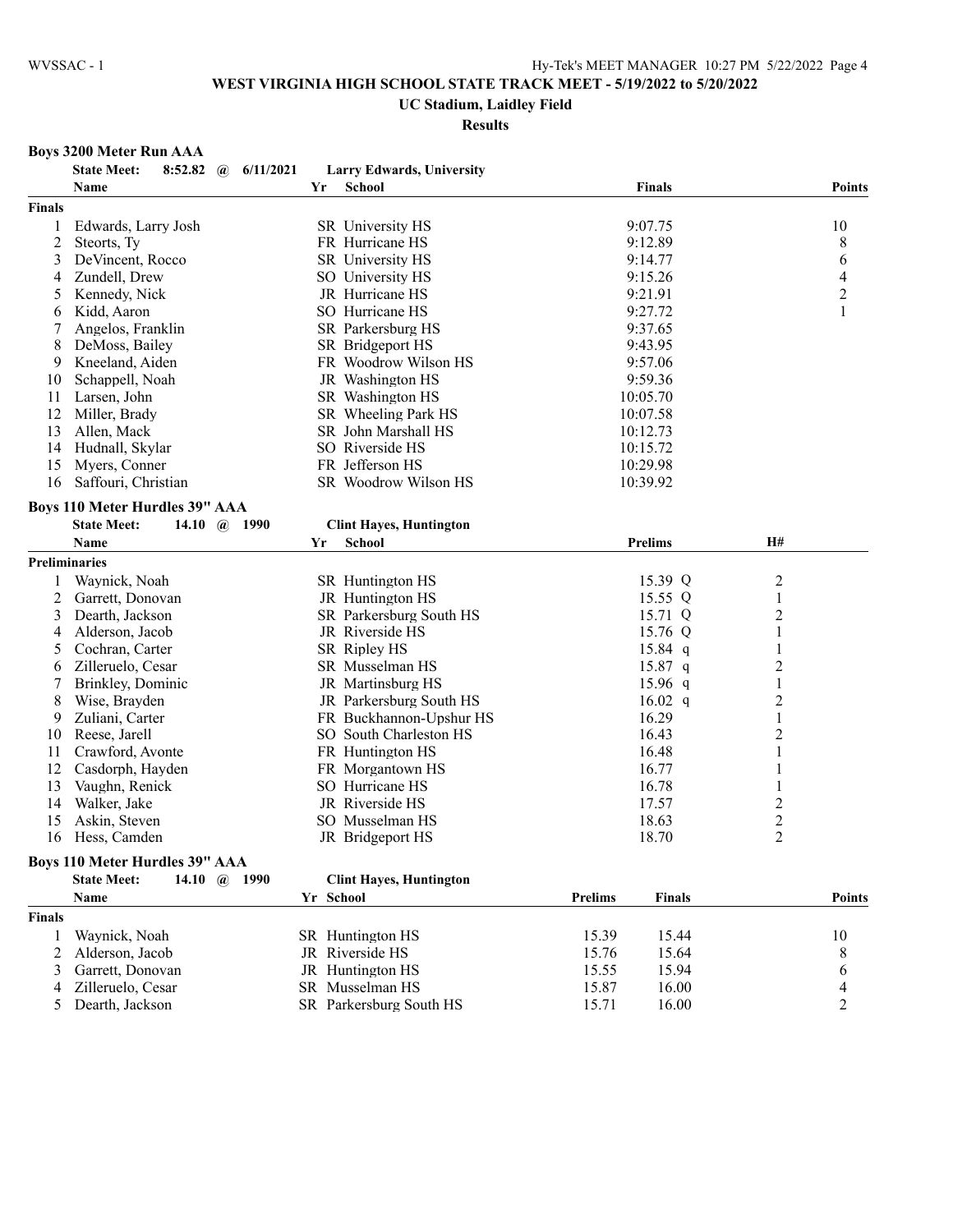**WEST VIRGINIA HIGH SCHOOL STATE TRACK MEET - 5/19/2022 to 5/20/2022**

**UC Stadium, Laidley Field**

**Results**

### Boys 3200 Meter Run AAA

**State Meet: 8:52.82 @ 6/11/2021 Larry Edwards, University**

| | Name | Yr | School | Finals | Points |
|---|---|---|---|---|---|
| **Finals** | | | | | |
| 1 | Edwards, Larry Josh | SR | University HS | 9:07.75 | 10 |
| 2 | Steorts, Ty | FR | Hurricane HS | 9:12.89 | 8 |
| 3 | DeVincent, Rocco | SR | University HS | 9:14.77 | 6 |
| 4 | Zundell, Drew | SO | University HS | 9:15.26 | 4 |
| 5 | Kennedy, Nick | JR | Hurricane HS | 9:21.91 | 2 |
| 6 | Kidd, Aaron | SO | Hurricane HS | 9:27.72 | 1 |
| 7 | Angelos, Franklin | SR | Parkersburg HS | 9:37.65 | |
| 8 | DeMoss, Bailey | SR | Bridgeport HS | 9:43.95 | |
| 9 | Kneeland, Aiden | FR | Woodrow Wilson HS | 9:57.06 | |
| 10 | Schappell, Noah | JR | Washington HS | 9:59.36 | |
| 11 | Larsen, John | SR | Washington HS | 10:05.70 | |
| 12 | Miller, Brady | SR | Wheeling Park HS | 10:07.58 | |
| 13 | Allen, Mack | SR | John Marshall HS | 10:12.73 | |
| 14 | Hudnall, Skylar | SO | Riverside HS | 10:15.72 | |
| 15 | Myers, Conner | FR | Jefferson HS | 10:29.98 | |
| 16 | Saffouri, Christian | SR | Woodrow Wilson HS | 10:39.92 | |

### Boys 110 Meter Hurdles 39" AAA

**State Meet: 14.10 @ 1990 Clint Hayes, Huntington**

| | Name | Yr | School | Prelims | H# |
|---|---|---|---|---|---|
| **Preliminaries** | | | | | |
| 1 | Waynick, Noah | SR | Huntington HS | 15.39 Q | 2 |
| 2 | Garrett, Donovan | JR | Huntington HS | 15.55 Q | 1 |
| 3 | Dearth, Jackson | SR | Parkersburg South HS | 15.71 Q | 2 |
| 4 | Alderson, Jacob | JR | Riverside HS | 15.76 Q | 1 |
| 5 | Cochran, Carter | SR | Ripley HS | 15.84 q | 1 |
| 6 | Zilleruelo, Cesar | SR | Musselman HS | 15.87 q | 2 |
| 7 | Brinkley, Dominic | JR | Martinsburg HS | 15.96 q | 1 |
| 8 | Wise, Brayden | JR | Parkersburg South HS | 16.02 q | 2 |
| 9 | Zuliani, Carter | FR | Buckhannon-Upshur HS | 16.29 | 1 |
| 10 | Reese, Jarell | SO | South Charleston HS | 16.43 | 2 |
| 11 | Crawford, Avonte | FR | Huntington HS | 16.48 | 1 |
| 12 | Casdorph, Hayden | FR | Morgantown HS | 16.77 | 1 |
| 13 | Vaughn, Renick | SO | Hurricane HS | 16.78 | 1 |
| 14 | Walker, Jake | JR | Riverside HS | 17.57 | 2 |
| 15 | Askin, Steven | SO | Musselman HS | 18.63 | 2 |
| 16 | Hess, Camden | JR | Bridgeport HS | 18.70 | 2 |

### Boys 110 Meter Hurdles 39" AAA

**State Meet: 14.10 @ 1990 Clint Hayes, Huntington**

| | Name | Yr | School | Prelims | Finals | Points |
|---|---|---|---|---|---|---|
| **Finals** | | | | | | |
| 1 | Waynick, Noah | SR | Huntington HS | 15.39 | 15.44 | 10 |
| 2 | Alderson, Jacob | JR | Riverside HS | 15.76 | 15.64 | 8 |
| 3 | Garrett, Donovan | JR | Huntington HS | 15.55 | 15.94 | 6 |
| 4 | Zilleruelo, Cesar | SR | Musselman HS | 15.87 | 16.00 | 4 |
| 5 | Dearth, Jackson | SR | Parkersburg South HS | 15.71 | 16.00 | 2 |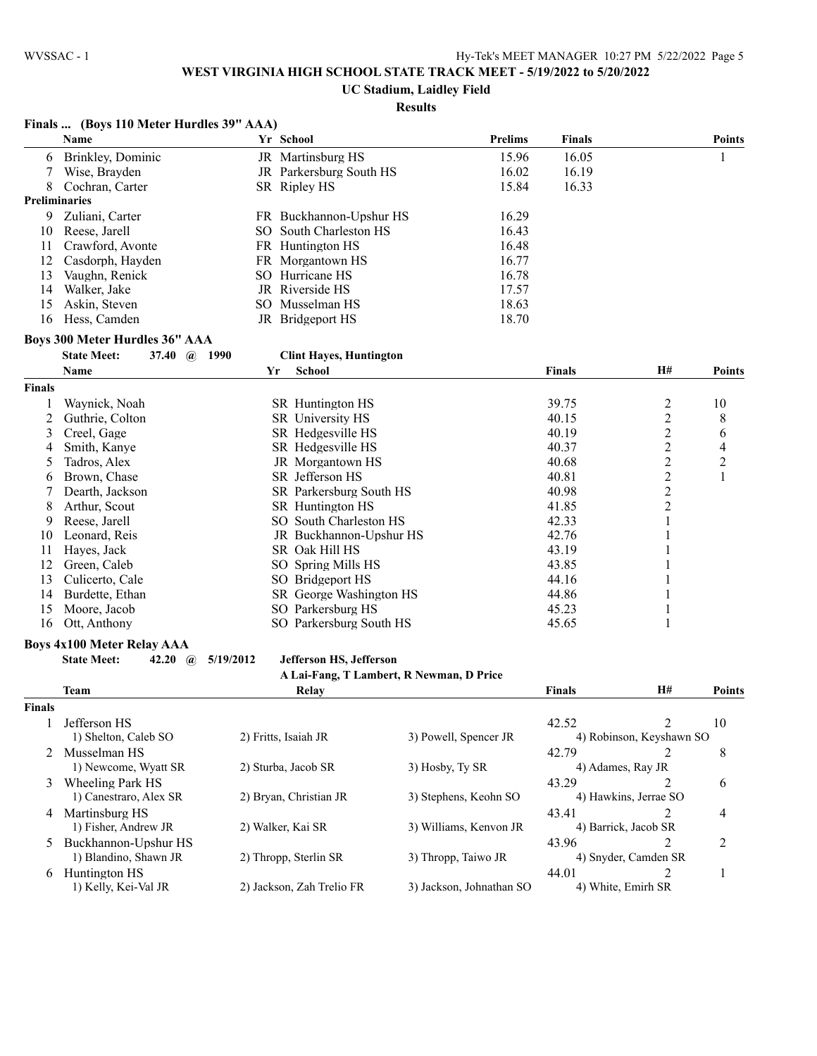## WEST VIRGINIA HIGH SCHOOL STATE TRACK MEET - 5/19/2022 to 5/20/2022

### UC Stadium, Laidley Field

**Results**

### Finals ... (Boys 110 Meter Hurdles 39" AAA)

| | Name | Yr | School | Prelims | Finals | Points |
|---|---|---|---|---|---|---|
| 6 | Brinkley, Dominic | JR | Martinsburg HS | 15.96 | 16.05 | 1 |
| 7 | Wise, Brayden | JR | Parkersburg South HS | 16.02 | 16.19 | |
| 8 | Cochran, Carter | SR | Ripley HS | 15.84 | 16.33 | |
| **Preliminaries** | | | | | | |
| 9 | Zuliani, Carter | FR | Buckhannon-Upshur HS | 16.29 | | |
| 10 | Reese, Jarell | SO | South Charleston HS | 16.43 | | |
| 11 | Crawford, Avonte | FR | Huntington HS | 16.48 | | |
| 12 | Casdorph, Hayden | FR | Morgantown HS | 16.77 | | |
| 13 | Vaughn, Renick | SO | Hurricane HS | 16.78 | | |
| 14 | Walker, Jake | JR | Riverside HS | 17.57 | | |
| 15 | Askin, Steven | SO | Musselman HS | 18.63 | | |
| 16 | Hess, Camden | JR | Bridgeport HS | 18.70 | | |

### Boys 300 Meter Hurdles 36" AAA

**State Meet:** 37.40 @ 1990 **Clint Hayes, Huntington**

| | Name | Yr | School | Finals | H# | Points |
|---|---|---|---|---|---|---|
| **Finals** | | | | | | |
| 1 | Waynick, Noah | SR | Huntington HS | 39.75 | 2 | 10 |
| 2 | Guthrie, Colton | SR | University HS | 40.15 | 2 | 8 |
| 3 | Creel, Gage | SR | Hedgesville HS | 40.19 | 2 | 6 |
| 4 | Smith, Kanye | SR | Hedgesville HS | 40.37 | 2 | 4 |
| 5 | Tadros, Alex | JR | Morgantown HS | 40.68 | 2 | 2 |
| 6 | Brown, Chase | SR | Jefferson HS | 40.81 | 2 | 1 |
| 7 | Dearth, Jackson | SR | Parkersburg South HS | 40.98 | 2 | |
| 8 | Arthur, Scout | SR | Huntington HS | 41.85 | 2 | |
| 9 | Reese, Jarell | SO | South Charleston HS | 42.33 | 1 | |
| 10 | Leonard, Reis | JR | Buckhannon-Upshur HS | 42.76 | 1 | |
| 11 | Hayes, Jack | SR | Oak Hill HS | 43.19 | 1 | |
| 12 | Green, Caleb | SO | Spring Mills HS | 43.85 | 1 | |
| 13 | Culicerto, Cale | SO | Bridgeport HS | 44.16 | 1 | |
| 14 | Burdette, Ethan | SR | George Washington HS | 44.86 | 1 | |
| 15 | Moore, Jacob | SO | Parkersburg HS | 45.23 | 1 | |
| 16 | Ott, Anthony | SO | Parkersburg South HS | 45.65 | 1 | |

### Boys 4x100 Meter Relay AAA

**State Meet:** 42.20 @ 5/19/2012 **Jefferson HS, Jefferson**
**A Lai-Fang, T Lambert, R Newman, D Price**

| | Team | Relay | | | Finals | H# | Points |
|---|---|---|---|---|---|---|---|
| **Finals** | | | | | | | |
| 1 | Jefferson HS | | | | 42.52 | 2 | 10 |
| | 1) Shelton, Caleb SO | 2) Fritts, Isaiah JR | 3) Powell, Spencer JR | 4) Robinson, Keyshawn SO | | | |
| 2 | Musselman HS | | | | 42.79 | 2 | 8 |
| | 1) Newcome, Wyatt SR | 2) Sturba, Jacob SR | 3) Hosby, Ty SR | 4) Adames, Ray JR | | | |
| 3 | Wheeling Park HS | | | | 43.29 | 2 | 6 |
| | 1) Canestraro, Alex SR | 2) Bryan, Christian JR | 3) Stephens, Keohn SO | 4) Hawkins, Jerrae SO | | | |
| 4 | Martinsburg HS | | | | 43.41 | 2 | 4 |
| | 1) Fisher, Andrew JR | 2) Walker, Kai SR | 3) Williams, Kenvon JR | 4) Barrick, Jacob SR | | | |
| 5 | Buckhannon-Upshur HS | | | | 43.96 | 2 | 2 |
| | 1) Blandino, Shawn JR | 2) Thropp, Sterlin SR | 3) Thropp, Taiwo JR | 4) Snyder, Camden SR | | | |
| 6 | Huntington HS | | | | 44.01 | 2 | 1 |
| | 1) Kelly, Kei-Val JR | 2) Jackson, Zah Trelio FR | 3) Jackson, Johnathan SO | 4) White, Emirh SR | | | |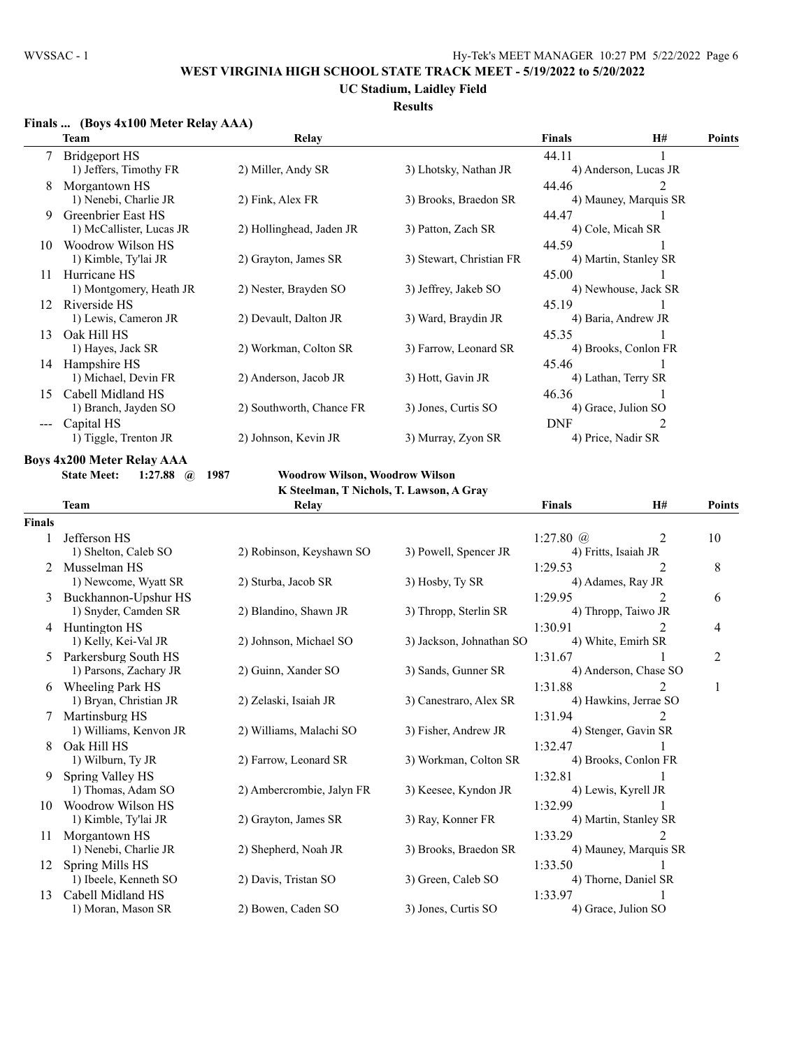## WEST VIRGINIA HIGH SCHOOL STATE TRACK MEET - 5/19/2022 to 5/20/2022

### UC Stadium, Laidley Field

### Results

**Finals ... (Boys 4x100 Meter Relay AAA)**

| | Team | Relay | | | Finals | H# | Points |
|---|---|---|---|---|---|---|---|
| 7 | Bridgeport HS | | | | 44.11 | 1 | |
| | 1) Jeffers, Timothy FR | 2) Miller, Andy SR | 3) Lhotsky, Nathan JR | 4) Anderson, Lucas JR | | | |
| 8 | Morgantown HS | | | | 44.46 | 2 | |
| | 1) Nenebi, Charlie JR | 2) Fink, Alex FR | 3) Brooks, Braedon SR | 4) Mauney, Marquis SR | | | |
| 9 | Greenbrier East HS | | | | 44.47 | 1 | |
| | 1) McCallister, Lucas JR | 2) Hollinghead, Jaden JR | 3) Patton, Zach SR | 4) Cole, Micah SR | | | |
| 10 | Woodrow Wilson HS | | | | 44.59 | 1 | |
| | 1) Kimble, Ty'lai JR | 2) Grayton, James SR | 3) Stewart, Christian FR | 4) Martin, Stanley SR | | | |
| 11 | Hurricane HS | | | | 45.00 | 1 | |
| | 1) Montgomery, Heath JR | 2) Nester, Brayden SO | 3) Jeffrey, Jakeb SO | 4) Newhouse, Jack SR | | | |
| 12 | Riverside HS | | | | 45.19 | 1 | |
| | 1) Lewis, Cameron JR | 2) Devault, Dalton JR | 3) Ward, Braydin JR | 4) Baria, Andrew JR | | | |
| 13 | Oak Hill HS | | | | 45.35 | 1 | |
| | 1) Hayes, Jack SR | 2) Workman, Colton SR | 3) Farrow, Leonard SR | 4) Brooks, Conlon FR | | | |
| 14 | Hampshire HS | | | | 45.46 | 1 | |
| | 1) Michael, Devin FR | 2) Anderson, Jacob JR | 3) Hott, Gavin JR | 4) Lathan, Terry SR | | | |
| 15 | Cabell Midland HS | | | | 46.36 | 1 | |
| | 1) Branch, Jayden SO | 2) Southworth, Chance FR | 3) Jones, Curtis SO | 4) Grace, Julion SO | | | |
| --- | Capital HS | | | | DNF | 2 | |
| | 1) Tiggle, Trenton JR | 2) Johnson, Kevin JR | 3) Murray, Zyon SR | 4) Price, Nadir SR | | | |

**Boys 4x200 Meter Relay AAA**

**State Meet: 1:27.88 @ 1987 Woodrow Wilson, Woodrow Wilson**
**K Steelman, T Nichols, T. Lawson, A Gray**

| | Team | Relay | | | Finals | H# | Points |
|---|---|---|---|---|---|---|---|
| **Finals** | | | | | | | |
| 1 | Jefferson HS | | | | 1:27.80 @ | 2 | 10 |
| | 1) Shelton, Caleb SO | 2) Robinson, Keyshawn SO | 3) Powell, Spencer JR | 4) Fritts, Isaiah JR | | | |
| 2 | Musselman HS | | | | 1:29.53 | 2 | 8 |
| | 1) Newcome, Wyatt SR | 2) Sturba, Jacob SR | 3) Hosby, Ty SR | 4) Adames, Ray JR | | | |
| 3 | Buckhannon-Upshur HS | | | | 1:29.95 | 2 | 6 |
| | 1) Snyder, Camden SR | 2) Blandino, Shawn JR | 3) Thropp, Sterlin SR | 4) Thropp, Taiwo JR | | | |
| 4 | Huntington HS | | | | 1:30.91 | 2 | 4 |
| | 1) Kelly, Kei-Val JR | 2) Johnson, Michael SO | 3) Jackson, Johnathan SO | 4) White, Emirh SR | | | |
| 5 | Parkersburg South HS | | | | 1:31.67 | 1 | 2 |
| | 1) Parsons, Zachary JR | 2) Guinn, Xander SO | 3) Sands, Gunner SR | 4) Anderson, Chase SO | | | |
| 6 | Wheeling Park HS | | | | 1:31.88 | 2 | 1 |
| | 1) Bryan, Christian JR | 2) Zelaski, Isaiah JR | 3) Canestraro, Alex SR | 4) Hawkins, Jerrae SO | | | |
| 7 | Martinsburg HS | | | | 1:31.94 | 2 | |
| | 1) Williams, Kenvon JR | 2) Williams, Malachi SO | 3) Fisher, Andrew JR | 4) Stenger, Gavin SR | | | |
| 8 | Oak Hill HS | | | | 1:32.47 | 1 | |
| | 1) Wilburn, Ty JR | 2) Farrow, Leonard SR | 3) Workman, Colton SR | 4) Brooks, Conlon FR | | | |
| 9 | Spring Valley HS | | | | 1:32.81 | 1 | |
| | 1) Thomas, Adam SO | 2) Ambercrombie, Jalyn FR | 3) Keesee, Kyndon JR | 4) Lewis, Kyrell JR | | | |
| 10 | Woodrow Wilson HS | | | | 1:32.99 | 1 | |
| | 1) Kimble, Ty'lai JR | 2) Grayton, James SR | 3) Ray, Konner FR | 4) Martin, Stanley SR | | | |
| 11 | Morgantown HS | | | | 1:33.29 | 2 | |
| | 1) Nenebi, Charlie JR | 2) Shepherd, Noah JR | 3) Brooks, Braedon SR | 4) Mauney, Marquis SR | | | |
| 12 | Spring Mills HS | | | | 1:33.50 | 1 | |
| | 1) Ibeele, Kenneth SO | 2) Davis, Tristan SO | 3) Green, Caleb SO | 4) Thorne, Daniel SR | | | |
| 13 | Cabell Midland HS | | | | 1:33.97 | 1 | |
| | 1) Moran, Mason SR | 2) Bowen, Caden SO | 3) Jones, Curtis SO | 4) Grace, Julion SO | | | |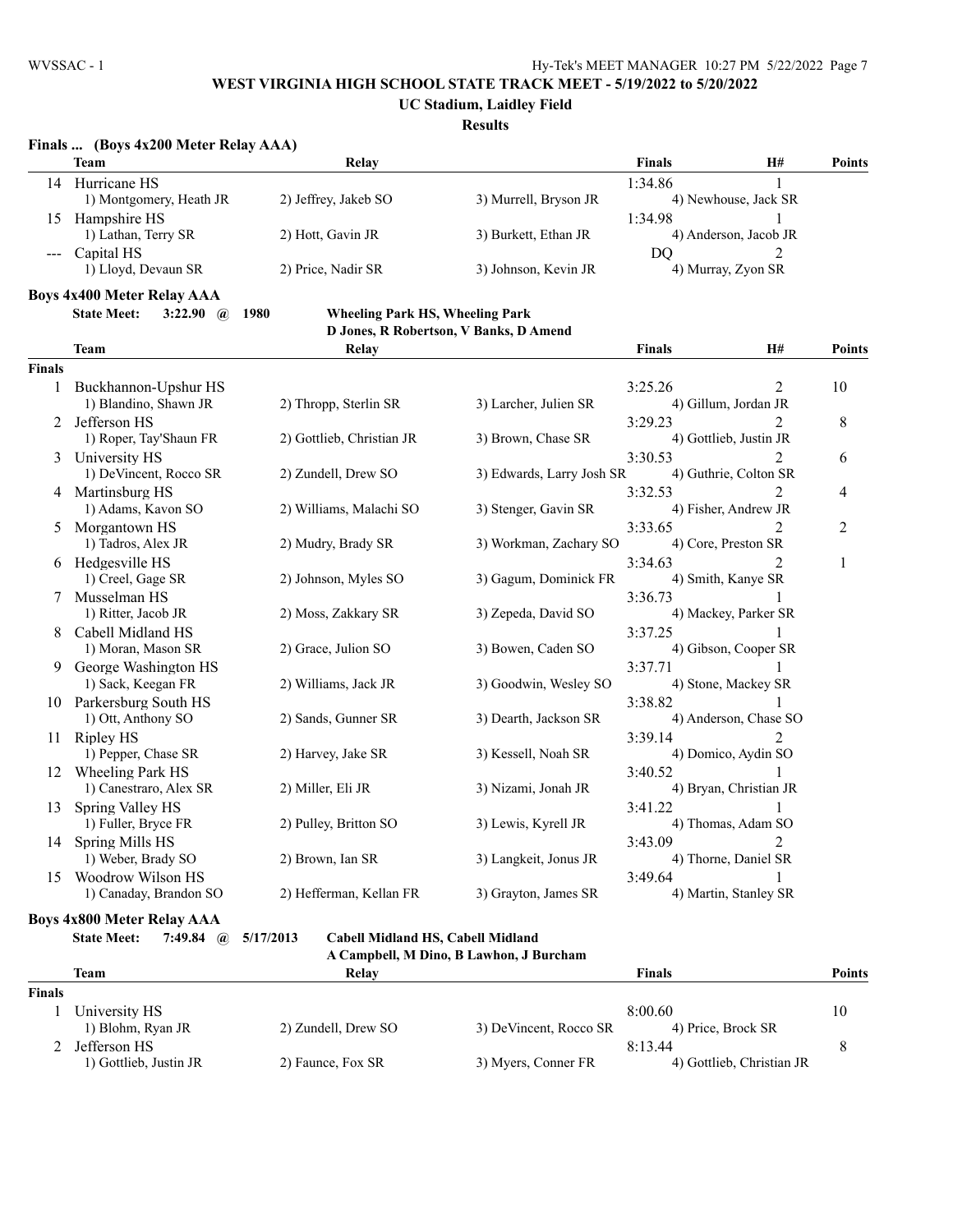**WEST VIRGINIA HIGH SCHOOL STATE TRACK MEET - 5/19/2022 to 5/20/2022**

**UC Stadium, Laidley Field**

**Results**

### Finals ... (Boys 4x200 Meter Relay AAA)

| | Team | Relay | | | Finals | H# | Points |
|---|---|---|---|---|---|---|---|
| 14 | Hurricane HS | | | | 1:34.86 | 1 | |
| | 1) Montgomery, Heath JR | 2) Jeffrey, Jakeb SO | 3) Murrell, Bryson JR | 4) Newhouse, Jack SR | | | |
| 15 | Hampshire HS | | | | 1:34.98 | 1 | |
| | 1) Lathan, Terry SR | 2) Hott, Gavin JR | 3) Burkett, Ethan JR | 4) Anderson, Jacob JR | | | |
| --- | Capital HS | | | | DQ | 2 | |
| | 1) Lloyd, Devaun SR | 2) Price, Nadir SR | 3) Johnson, Kevin JR | 4) Murray, Zyon SR | | | |

### Boys 4x400 Meter Relay AAA

**State Meet: 3:22.90 @ 1980 Wheeling Park HS, Wheeling Park**
**D Jones, R Robertson, V Banks, D Amend**

| | Team | Relay | | | Finals | H# | Points |
|---|---|---|---|---|---|---|---|
| **Finals** | | | | | | | |
| 1 | Buckhannon-Upshur HS | | | | 3:25.26 | 2 | 10 |
| | 1) Blandino, Shawn JR | 2) Thropp, Sterlin SR | 3) Larcher, Julien SR | 4) Gillum, Jordan JR | | | |
| 2 | Jefferson HS | | | | 3:29.23 | 2 | 8 |
| | 1) Roper, Tay'Shaun FR | 2) Gottlieb, Christian JR | 3) Brown, Chase SR | 4) Gottlieb, Justin JR | | | |
| 3 | University HS | | | | 3:30.53 | 2 | 6 |
| | 1) DeVincent, Rocco SR | 2) Zundell, Drew SO | 3) Edwards, Larry Josh SR | 4) Guthrie, Colton SR | | | |
| 4 | Martinsburg HS | | | | 3:32.53 | 2 | 4 |
| | 1) Adams, Kavon SO | 2) Williams, Malachi SO | 3) Stenger, Gavin SR | 4) Fisher, Andrew JR | | | |
| 5 | Morgantown HS | | | | 3:33.65 | 2 | 2 |
| | 1) Tadros, Alex JR | 2) Mudry, Brady SR | 3) Workman, Zachary SO | 4) Core, Preston SR | | | |
| 6 | Hedgesville HS | | | | 3:34.63 | 2 | 1 |
| | 1) Creel, Gage SR | 2) Johnson, Myles SO | 3) Gagum, Dominick FR | 4) Smith, Kanye SR | | | |
| 7 | Musselman HS | | | | 3:36.73 | 1 | |
| | 1) Ritter, Jacob JR | 2) Moss, Zakkary SR | 3) Zepeda, David SO | 4) Mackey, Parker SR | | | |
| 8 | Cabell Midland HS | | | | 3:37.25 | 1 | |
| | 1) Moran, Mason SR | 2) Grace, Julion SO | 3) Bowen, Caden SO | 4) Gibson, Cooper SR | | | |
| 9 | George Washington HS | | | | 3:37.71 | 1 | |
| | 1) Sack, Keegan FR | 2) Williams, Jack JR | 3) Goodwin, Wesley SO | 4) Stone, Mackey SR | | | |
| 10 | Parkersburg South HS | | | | 3:38.82 | 1 | |
| | 1) Ott, Anthony SO | 2) Sands, Gunner SR | 3) Dearth, Jackson SR | 4) Anderson, Chase SO | | | |
| 11 | Ripley HS | | | | 3:39.14 | 2 | |
| | 1) Pepper, Chase SR | 2) Harvey, Jake SR | 3) Kessell, Noah SR | 4) Domico, Aydin SO | | | |
| 12 | Wheeling Park HS | | | | 3:40.52 | 1 | |
| | 1) Canestraro, Alex SR | 2) Miller, Eli JR | 3) Nizami, Jonah JR | 4) Bryan, Christian JR | | | |
| 13 | Spring Valley HS | | | | 3:41.22 | 1 | |
| | 1) Fuller, Bryce FR | 2) Pulley, Britton SO | 3) Lewis, Kyrell JR | 4) Thomas, Adam SO | | | |
| 14 | Spring Mills HS | | | | 3:43.09 | 2 | |
| | 1) Weber, Brady SO | 2) Brown, Ian SR | 3) Langkeit, Jonus JR | 4) Thorne, Daniel SR | | | |
| 15 | Woodrow Wilson HS | | | | 3:49.64 | 1 | |
| | 1) Canaday, Brandon SO | 2) Hefferman, Kellan FR | 3) Grayton, James SR | 4) Martin, Stanley SR | | | |

### Boys 4x800 Meter Relay AAA

**State Meet: 7:49.84 @ 5/17/2013 Cabell Midland HS, Cabell Midland**
**A Campbell, M Dino, B Lawhon, J Burcham**

| | Team | Relay | | | Finals | Points |
|---|---|---|---|---|---|---|
| **Finals** | | | | | | |
| 1 | University HS | | | | 8:00.60 | 10 |
| | 1) Blohm, Ryan JR | 2) Zundell, Drew SO | 3) DeVincent, Rocco SR | 4) Price, Brock SR | | |
| 2 | Jefferson HS | | | | 8:13.44 | 8 |
| | 1) Gottlieb, Justin JR | 2) Faunce, Fox SR | 3) Myers, Conner FR | 4) Gottlieb, Christian JR | | |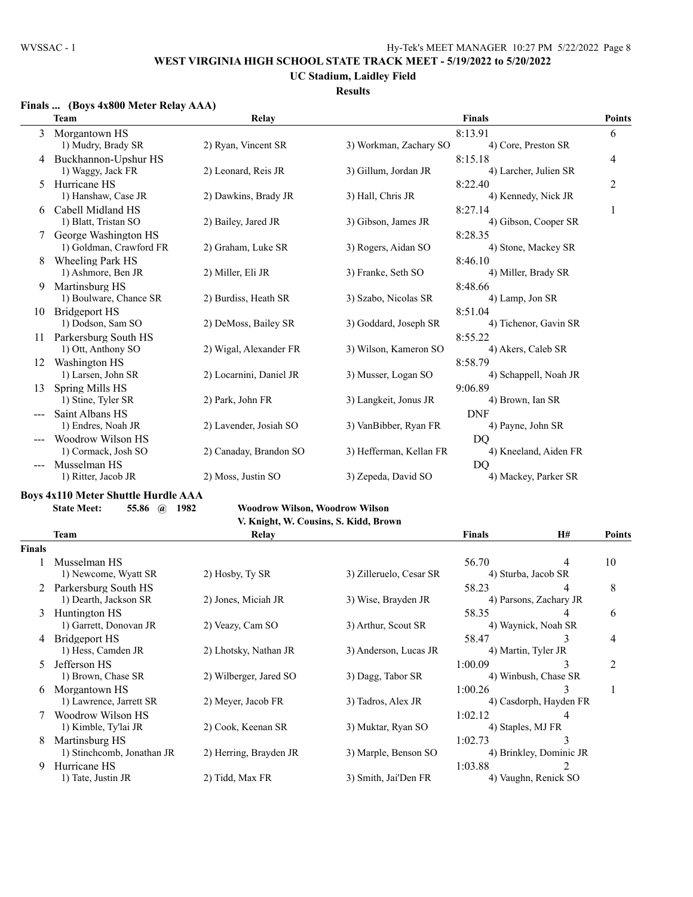**WEST VIRGINIA HIGH SCHOOL STATE TRACK MEET - 5/19/2022 to 5/20/2022**

**UC Stadium, Laidley Field**

**Results**

### Finals ... (Boys 4x800 Meter Relay AAA)

| | Team | Relay | | Finals | Points |
|---|---|---|---|---|---|
| 3 | Morgantown HS | | | 8:13.91 | 6 |
| | 1) Mudry, Brady SR | 2) Ryan, Vincent SR | 3) Workman, Zachary SO | 4) Core, Preston SR | |
| 4 | Buckhannon-Upshur HS | | | 8:15.18 | 4 |
| | 1) Waggy, Jack FR | 2) Leonard, Reis JR | 3) Gillum, Jordan JR | 4) Larcher, Julien SR | |
| 5 | Hurricane HS | | | 8:22.40 | 2 |
| | 1) Hanshaw, Case JR | 2) Dawkins, Brady JR | 3) Hall, Chris JR | 4) Kennedy, Nick JR | |
| 6 | Cabell Midland HS | | | 8:27.14 | 1 |
| | 1) Blatt, Tristan SO | 2) Bailey, Jared JR | 3) Gibson, James JR | 4) Gibson, Cooper SR | |
| 7 | George Washington HS | | | 8:28.35 | |
| | 1) Goldman, Crawford FR | 2) Graham, Luke SR | 3) Rogers, Aidan SO | 4) Stone, Mackey SR | |
| 8 | Wheeling Park HS | | | 8:46.10 | |
| | 1) Ashmore, Ben JR | 2) Miller, Eli JR | 3) Franke, Seth SO | 4) Miller, Brady SR | |
| 9 | Martinsburg HS | | | 8:48.66 | |
| | 1) Boulware, Chance SR | 2) Burdiss, Heath SR | 3) Szabo, Nicolas SR | 4) Lamp, Jon SR | |
| 10 | Bridgeport HS | | | 8:51.04 | |
| | 1) Dodson, Sam SO | 2) DeMoss, Bailey SR | 3) Goddard, Joseph SR | 4) Tichenor, Gavin SR | |
| 11 | Parkersburg South HS | | | 8:55.22 | |
| | 1) Ott, Anthony SO | 2) Wigal, Alexander FR | 3) Wilson, Kameron SO | 4) Akers, Caleb SR | |
| 12 | Washington HS | | | 8:58.79 | |
| | 1) Larsen, John SR | 2) Locarnini, Daniel JR | 3) Musser, Logan SO | 4) Schappell, Noah JR | |
| 13 | Spring Mills HS | | | 9:06.89 | |
| | 1) Stine, Tyler SR | 2) Park, John FR | 3) Langkeit, Jonus JR | 4) Brown, Ian SR | |
| --- | Saint Albans HS | | | DNF | |
| | 1) Endres, Noah JR | 2) Lavender, Josiah SO | 3) VanBibber, Ryan FR | 4) Payne, John SR | |
| --- | Woodrow Wilson HS | | | DQ | |
| | 1) Cormack, Josh SO | 2) Canaday, Brandon SO | 3) Hefferman, Kellan FR | 4) Kneeland, Aiden FR | |
| --- | Musselman HS | | | DQ | |
| | 1) Ritter, Jacob JR | 2) Moss, Justin SO | 3) Zepeda, David SO | 4) Mackey, Parker SR | |

### Boys 4x110 Meter Shuttle Hurdle AAA

**State Meet: 55.86 @ 1982 Woodrow Wilson, Woodrow Wilson**
**V. Knight, W. Cousins, S. Kidd, Brown**

| | Team | Relay | | Finals | H# | Points |
|---|---|---|---|---|---|---|
| **Finals** | | | | | | |
| 1 | Musselman HS | | | 56.70 | 4 | 10 |
| | 1) Newcome, Wyatt SR | 2) Hosby, Ty SR | 3) Zilleruelo, Cesar SR | 4) Sturba, Jacob SR | | |
| 2 | Parkersburg South HS | | | 58.23 | 4 | 8 |
| | 1) Dearth, Jackson SR | 2) Jones, Miciah JR | 3) Wise, Brayden JR | 4) Parsons, Zachary JR | | |
| 3 | Huntington HS | | | 58.35 | 4 | 6 |
| | 1) Garrett, Donovan JR | 2) Veazy, Cam SO | 3) Arthur, Scout SR | 4) Waynick, Noah SR | | |
| 4 | Bridgeport HS | | | 58.47 | 3 | 4 |
| | 1) Hess, Camden JR | 2) Lhotsky, Nathan JR | 3) Anderson, Lucas JR | 4) Martin, Tyler JR | | |
| 5 | Jefferson HS | | | 1:00.09 | 3 | 2 |
| | 1) Brown, Chase SR | 2) Wilberger, Jared SO | 3) Dagg, Tabor SR | 4) Winbush, Chase SR | | |
| 6 | Morgantown HS | | | 1:00.26 | 3 | 1 |
| | 1) Lawrence, Jarrett SR | 2) Meyer, Jacob FR | 3) Tadros, Alex JR | 4) Casdorph, Hayden FR | | |
| 7 | Woodrow Wilson HS | | | 1:02.12 | 4 | |
| | 1) Kimble, Ty'lai JR | 2) Cook, Keenan SR | 3) Muktar, Ryan SO | 4) Staples, MJ FR | | |
| 8 | Martinsburg HS | | | 1:02.73 | 3 | |
| | 1) Stinchcomb, Jonathan JR | 2) Herring, Brayden JR | 3) Marple, Benson SO | 4) Brinkley, Dominic JR | | |
| 9 | Hurricane HS | | | 1:03.88 | 2 | |
| | 1) Tate, Justin JR | 2) Tidd, Max FR | 3) Smith, Jai'Den FR | 4) Vaughn, Renick SO | | |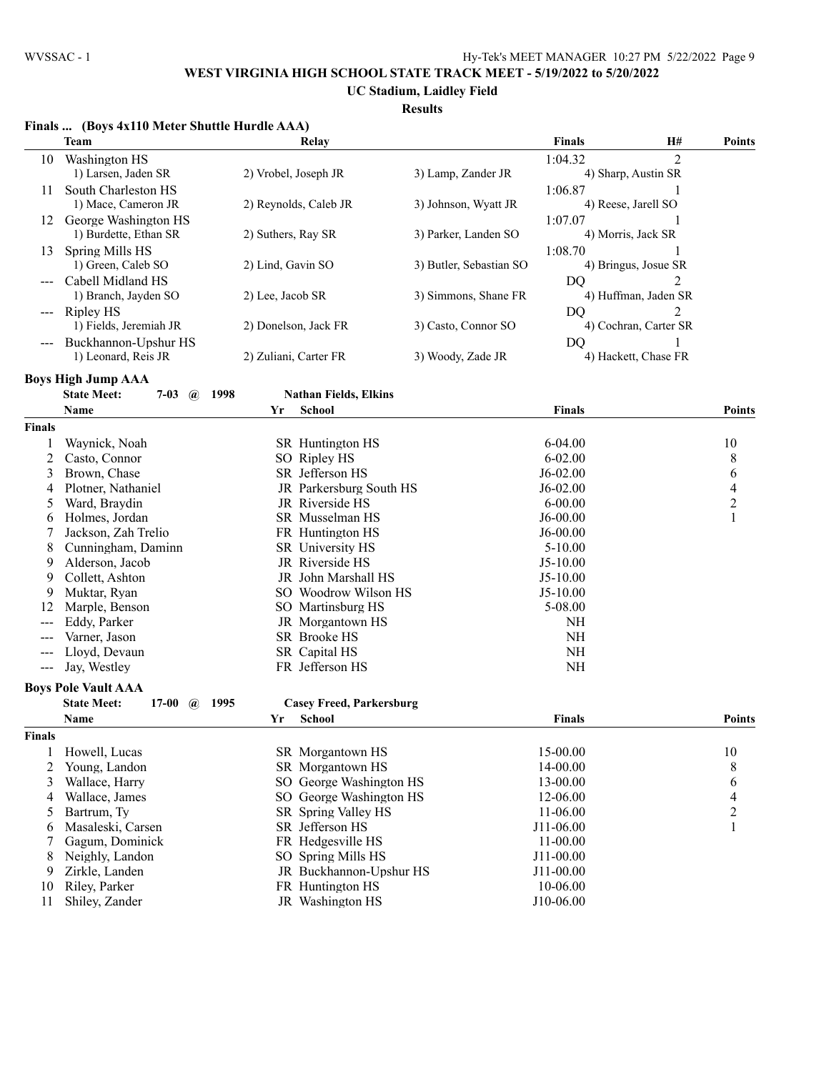# WEST VIRGINIA HIGH SCHOOL STATE TRACK MEET - 5/19/2022 to 5/20/2022

## UC Stadium, Laidley Field

### Results

**Finals ... (Boys 4x110 Meter Shuttle Hurdle AAA)**

| | Team | Relay | | Finals | H# | Points |
|---|---|---|---|---|---|---|
| 10 | Washington HS | | | 1:04.32 | 2 | |
| | 1) Larsen, Jaden SR | 2) Vrobel, Joseph JR | 3) Lamp, Zander JR | 4) Sharp, Austin SR | | |
| 11 | South Charleston HS | | | 1:06.87 | 1 | |
| | 1) Mace, Cameron JR | 2) Reynolds, Caleb JR | 3) Johnson, Wyatt JR | 4) Reese, Jarell SO | | |
| 12 | George Washington HS | | | 1:07.07 | 1 | |
| | 1) Burdette, Ethan SR | 2) Suthers, Ray SR | 3) Parker, Landen SO | 4) Morris, Jack SR | | |
| 13 | Spring Mills HS | | | 1:08.70 | 1 | |
| | 1) Green, Caleb SO | 2) Lind, Gavin SO | 3) Butler, Sebastian SO | 4) Bringus, Josue SR | | |
| --- | Cabell Midland HS | | | DQ | 2 | |
| | 1) Branch, Jayden SO | 2) Lee, Jacob SR | 3) Simmons, Shane FR | 4) Huffman, Jaden SR | | |
| --- | Ripley HS | | | DQ | 2 | |
| | 1) Fields, Jeremiah JR | 2) Donelson, Jack FR | 3) Casto, Connor SO | 4) Cochran, Carter SR | | |
| --- | Buckhannon-Upshur HS | | | DQ | 1 | |
| | 1) Leonard, Reis JR | 2) Zuliani, Carter FR | 3) Woody, Zade JR | 4) Hackett, Chase FR | | |

**Boys High Jump AAA**

State Meet: 7-03 @ 1998 Nathan Fields, Elkins

| | Name | Yr | School | Finals | Points |
|---|---|---|---|---|---|
| **Finals** | | | | | |
| 1 | Waynick, Noah | SR | Huntington HS | 6-04.00 | 10 |
| 2 | Casto, Connor | SO | Ripley HS | 6-02.00 | 8 |
| 3 | Brown, Chase | SR | Jefferson HS | J6-02.00 | 6 |
| 4 | Plotner, Nathaniel | JR | Parkersburg South HS | J6-02.00 | 4 |
| 5 | Ward, Braydin | JR | Riverside HS | 6-00.00 | 2 |
| 6 | Holmes, Jordan | SR | Musselman HS | J6-00.00 | 1 |
| 7 | Jackson, Zah Trelio | FR | Huntington HS | J6-00.00 | |
| 8 | Cunningham, Daminn | SR | University HS | 5-10.00 | |
| 9 | Alderson, Jacob | JR | Riverside HS | J5-10.00 | |
| 9 | Collett, Ashton | JR | John Marshall HS | J5-10.00 | |
| 9 | Muktar, Ryan | SO | Woodrow Wilson HS | J5-10.00 | |
| 12 | Marple, Benson | SO | Martinsburg HS | 5-08.00 | |
| --- | Eddy, Parker | JR | Morgantown HS | NH | |
| --- | Varner, Jason | SR | Brooke HS | NH | |
| --- | Lloyd, Devaun | SR | Capital HS | NH | |
| --- | Jay, Westley | FR | Jefferson HS | NH | |

**Boys Pole Vault AAA**

State Meet: 17-00 @ 1995 Casey Freed, Parkersburg

| | Name | Yr | School | Finals | Points |
|---|---|---|---|---|---|
| **Finals** | | | | | |
| 1 | Howell, Lucas | SR | Morgantown HS | 15-00.00 | 10 |
| 2 | Young, Landon | SR | Morgantown HS | 14-00.00 | 8 |
| 3 | Wallace, Harry | SO | George Washington HS | 13-00.00 | 6 |
| 4 | Wallace, James | SO | George Washington HS | 12-06.00 | 4 |
| 5 | Bartrum, Ty | SR | Spring Valley HS | 11-06.00 | 2 |
| 6 | Masaleski, Carsen | SR | Jefferson HS | J11-06.00 | 1 |
| 7 | Gagum, Dominick | FR | Hedgesville HS | 11-00.00 | |
| 8 | Neighly, Landon | SO | Spring Mills HS | J11-00.00 | |
| 9 | Zirkle, Landen | JR | Buckhannon-Upshur HS | J11-00.00 | |
| 10 | Riley, Parker | FR | Huntington HS | 10-06.00 | |
| 11 | Shiley, Zander | JR | Washington HS | J10-06.00 | |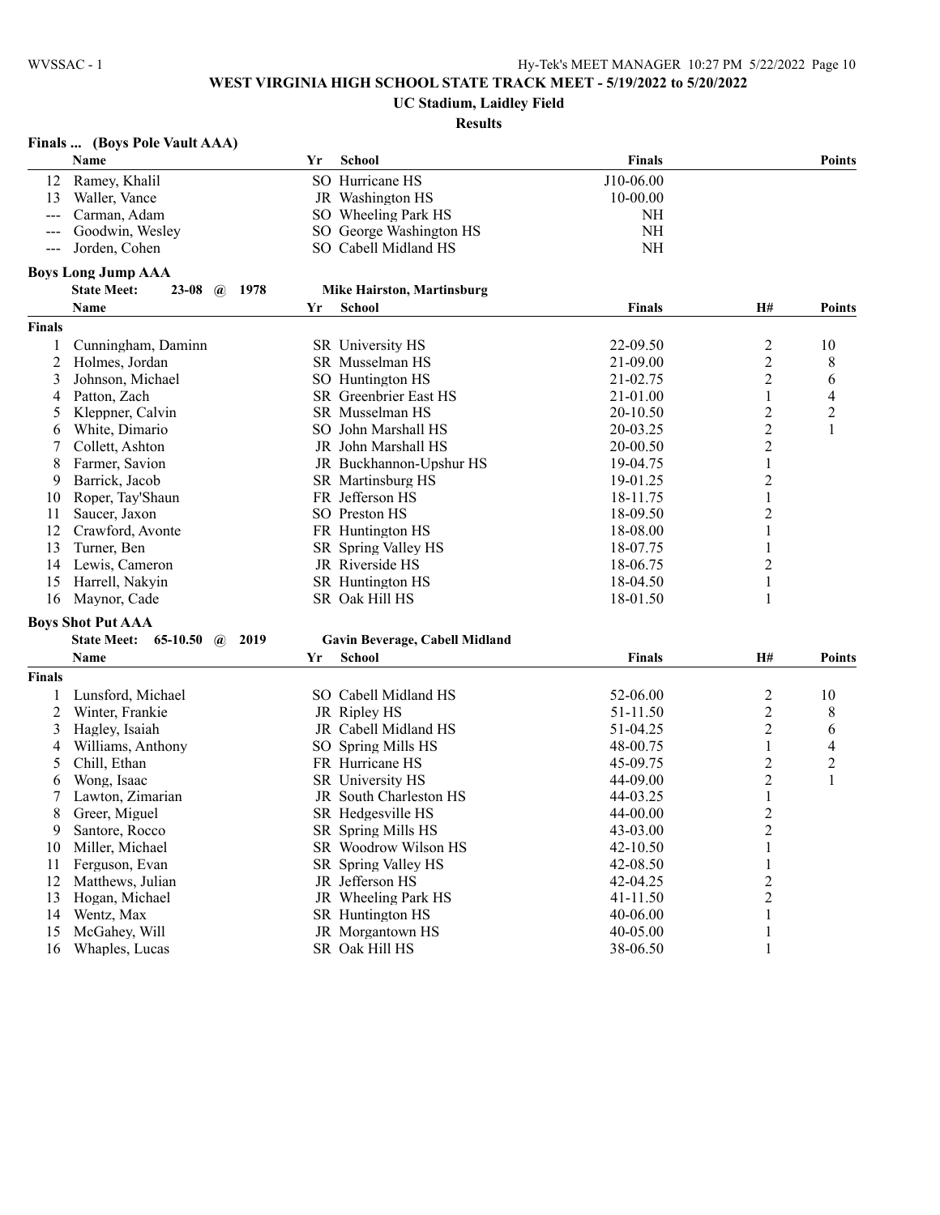# WEST VIRGINIA HIGH SCHOOL STATE TRACK MEET - 5/19/2022 to 5/20/2022

## UC Stadium, Laidley Field

### Results

**Finals ... (Boys Pole Vault AAA)**

| | Name | Yr | School | Finals | Points |
|---|---|---|---|---|---|
| 12 | Ramey, Khalil | SO | Hurricane HS | J10-06.00 | |
| 13 | Waller, Vance | JR | Washington HS | 10-00.00 | |
| --- | Carman, Adam | SO | Wheeling Park HS | NH | |
| --- | Goodwin, Wesley | SO | George Washington HS | NH | |
| --- | Jorden, Cohen | SO | Cabell Midland HS | NH | |

**Boys Long Jump AAA**

State Meet: 23-08 @ 1978 Mike Hairston, Martinsburg

| | Name | Yr | School | Finals | H# | Points |
|---|---|---|---|---|---|---|
| **Finals** | | | | | | |
| 1 | Cunningham, Daminn | SR | University HS | 22-09.50 | 2 | 10 |
| 2 | Holmes, Jordan | SR | Musselman HS | 21-09.00 | 2 | 8 |
| 3 | Johnson, Michael | SO | Huntington HS | 21-02.75 | 2 | 6 |
| 4 | Patton, Zach | SR | Greenbrier East HS | 21-01.00 | 1 | 4 |
| 5 | Kleppner, Calvin | SR | Musselman HS | 20-10.50 | 2 | 2 |
| 6 | White, Dimario | SO | John Marshall HS | 20-03.25 | 2 | 1 |
| 7 | Collett, Ashton | JR | John Marshall HS | 20-00.50 | 2 | |
| 8 | Farmer, Savion | JR | Buckhannon-Upshur HS | 19-04.75 | 1 | |
| 9 | Barrick, Jacob | SR | Martinsburg HS | 19-01.25 | 2 | |
| 10 | Roper, Tay'Shaun | FR | Jefferson HS | 18-11.75 | 1 | |
| 11 | Saucer, Jaxon | SO | Preston HS | 18-09.50 | 2 | |
| 12 | Crawford, Avonte | FR | Huntington HS | 18-08.00 | 1 | |
| 13 | Turner, Ben | SR | Spring Valley HS | 18-07.75 | 1 | |
| 14 | Lewis, Cameron | JR | Riverside HS | 18-06.75 | 2 | |
| 15 | Harrell, Nakyin | SR | Huntington HS | 18-04.50 | 1 | |
| 16 | Maynor, Cade | SR | Oak Hill HS | 18-01.50 | 1 | |

**Boys Shot Put AAA**

State Meet: 65-10.50 @ 2019 Gavin Beverage, Cabell Midland

| | Name | Yr | School | Finals | H# | Points |
|---|---|---|---|---|---|---|
| **Finals** | | | | | | |
| 1 | Lunsford, Michael | SO | Cabell Midland HS | 52-06.00 | 2 | 10 |
| 2 | Winter, Frankie | JR | Ripley HS | 51-11.50 | 2 | 8 |
| 3 | Hagley, Isaiah | JR | Cabell Midland HS | 51-04.25 | 2 | 6 |
| 4 | Williams, Anthony | SO | Spring Mills HS | 48-00.75 | 1 | 4 |
| 5 | Chill, Ethan | FR | Hurricane HS | 45-09.75 | 2 | 2 |
| 6 | Wong, Isaac | SR | University HS | 44-09.00 | 2 | 1 |
| 7 | Lawton, Zimarian | JR | South Charleston HS | 44-03.25 | 1 | |
| 8 | Greer, Miguel | SR | Hedgesville HS | 44-00.00 | 2 | |
| 9 | Santore, Rocco | SR | Spring Mills HS | 43-03.00 | 2 | |
| 10 | Miller, Michael | SR | Woodrow Wilson HS | 42-10.50 | 1 | |
| 11 | Ferguson, Evan | SR | Spring Valley HS | 42-08.50 | 1 | |
| 12 | Matthews, Julian | JR | Jefferson HS | 42-04.25 | 2 | |
| 13 | Hogan, Michael | JR | Wheeling Park HS | 41-11.50 | 2 | |
| 14 | Wentz, Max | SR | Huntington HS | 40-06.00 | 1 | |
| 15 | McGahey, Will | JR | Morgantown HS | 40-05.00 | 1 | |
| 16 | Whaples, Lucas | SR | Oak Hill HS | 38-06.50 | 1 | |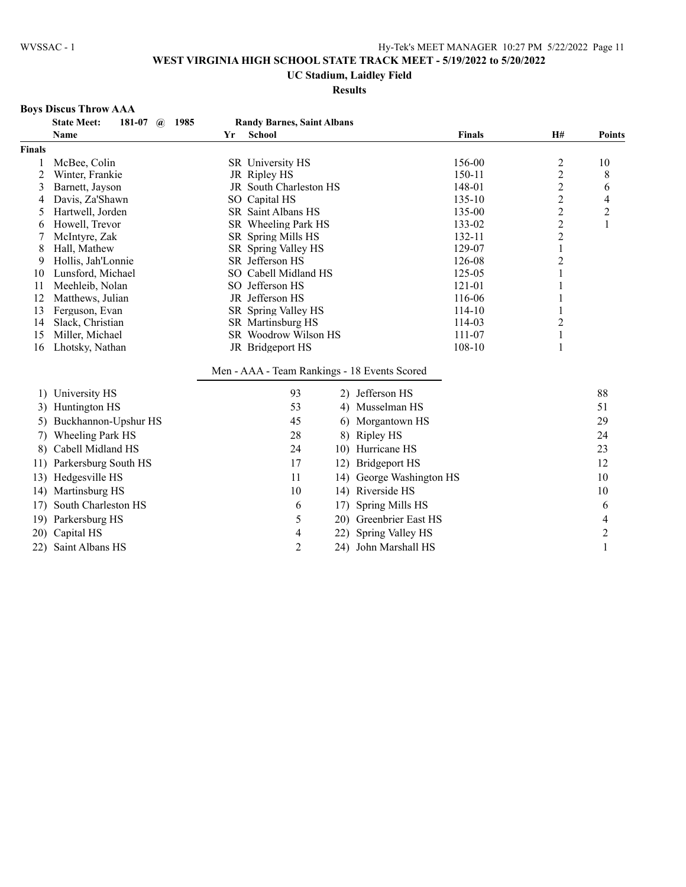WEST VIRGINIA HIGH SCHOOL STATE TRACK MEET - 5/19/2022 to 5/20/2022

UC Stadium, Laidley Field

Results

## Boys Discus Throw AAA

State Meet: 181-07 @ 1985 Randy Barnes, Saint Albans

| | Name | Yr | School | Finals | H# | Points |
|---|---|---|---|---|---|---|
| **Finals** | | | | | | |
| 1 | McBee, Colin | SR | University HS | 156-00 | 2 | 10 |
| 2 | Winter, Frankie | JR | Ripley HS | 150-11 | 2 | 8 |
| 3 | Barnett, Jayson | JR | South Charleston HS | 148-01 | 2 | 6 |
| 4 | Davis, Za'Shawn | SO | Capital HS | 135-10 | 2 | 4 |
| 5 | Hartwell, Jorden | SR | Saint Albans HS | 135-00 | 2 | 2 |
| 6 | Howell, Trevor | SR | Wheeling Park HS | 133-02 | 2 | 1 |
| 7 | McIntyre, Zak | SR | Spring Mills HS | 132-11 | 2 | |
| 8 | Hall, Mathew | SR | Spring Valley HS | 129-07 | 1 | |
| 9 | Hollis, Jah'Lonnie | SR | Jefferson HS | 126-08 | 2 | |
| 10 | Lunsford, Michael | SO | Cabell Midland HS | 125-05 | 1 | |
| 11 | Meehleib, Nolan | SO | Jefferson HS | 121-01 | 1 | |
| 12 | Matthews, Julian | JR | Jefferson HS | 116-06 | 1 | |
| 13 | Ferguson, Evan | SR | Spring Valley HS | 114-10 | 1 | |
| 14 | Slack, Christian | SR | Martinsburg HS | 114-03 | 2 | |
| 15 | Miller, Michael | SR | Woodrow Wilson HS | 111-07 | 1 | |
| 16 | Lhotsky, Nathan | JR | Bridgeport HS | 108-10 | 1 | |

### Men - AAA - Team Rankings - 18 Events Scored

| | | | | | |
|---|---|---|---|---|---|
| 1) | University HS | 93 | 2) | Jefferson HS | 88 |
| 3) | Huntington HS | 53 | 4) | Musselman HS | 51 |
| 5) | Buckhannon-Upshur HS | 45 | 6) | Morgantown HS | 29 |
| 7) | Wheeling Park HS | 28 | 8) | Ripley HS | 24 |
| 8) | Cabell Midland HS | 24 | 10) | Hurricane HS | 23 |
| 11) | Parkersburg South HS | 17 | 12) | Bridgeport HS | 12 |
| 13) | Hedgesville HS | 11 | 14) | George Washington HS | 10 |
| 14) | Martinsburg HS | 10 | 14) | Riverside HS | 10 |
| 17) | South Charleston HS | 6 | 17) | Spring Mills HS | 6 |
| 19) | Parkersburg HS | 5 | 20) | Greenbrier East HS | 4 |
| 20) | Capital HS | 4 | 22) | Spring Valley HS | 2 |
| 22) | Saint Albans HS | 2 | 24) | John Marshall HS | 1 |